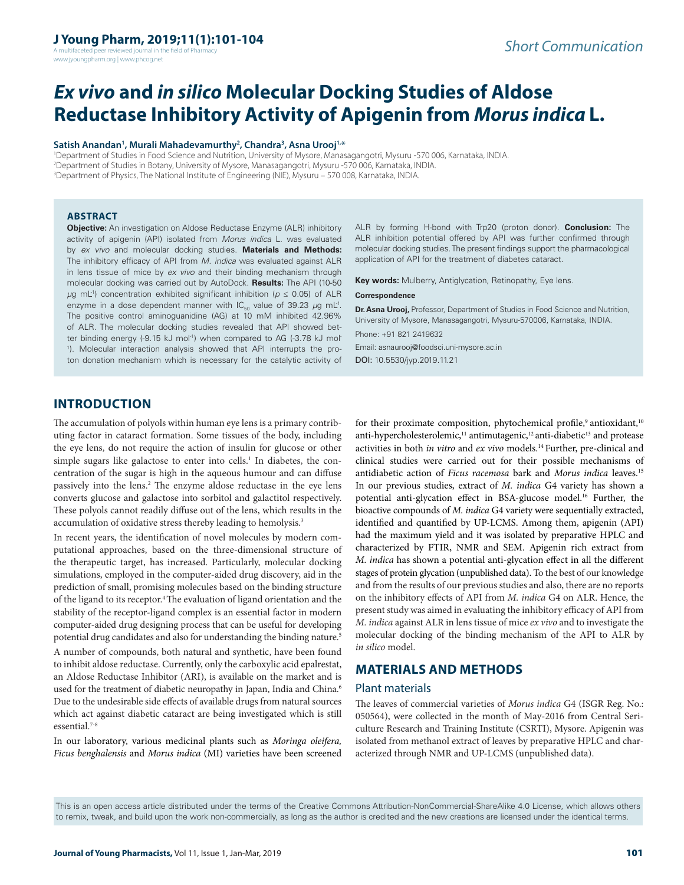*Short Communication*

# *Ex vivo* and *in silico* Molecular Docking Studies of Aldose Reductase Inhibitory Activity of Apigenin from *Morus indica* L.

**Satish Anandan[1], Murali Mahadevamurthy[2], Chandra[3], Asna Urooj[1,*]**

[1]Department of Studies in Food Science and Nutrition, University of Mysore, Manasagangotri, Mysuru -570 006, Karnataka, INDIA.
[2]Department of Studies in Botany, University of Mysore, Manasagangotri, Mysuru -570 006, Karnataka, INDIA.
[3]Department of Physics, The National Institute of Engineering (NIE), Mysuru – 570 008, Karnataka, INDIA.

## ABSTRACT

**Objective:** An investigation on Aldose Reductase Enzyme (ALR) inhibitory activity of apigenin (API) isolated from *Morus indica* L. was evaluated by *ex vivo* and molecular docking studies. **Materials and Methods:** The inhibitory efficacy of API from *M. indica* was evaluated against ALR in lens tissue of mice by *ex vivo* and their binding mechanism through molecular docking was carried out by AutoDock. **Results:** The API (10-50 $\mu$g mL$^{-1}$) concentration exhibited significant inhibition ($p \leq 0.05$) of ALR enzyme in a dose dependent manner with $IC_{50}$ value of 39.23 $\mu$g mL$^{-1}$. The positive control aminoguanidine (AG) at 10 mM inhibited 42.96% of ALR. The molecular docking studies revealed that API showed better binding energy (-9.15 kJ mol$^{-1}$) when compared to AG (-3.78 kJ mol$^{-1}$). Molecular interaction analysis showed that API interrupts the proton donation mechanism which is necessary for the catalytic activity of ALR by forming H-bond with Trp20 (proton donor). **Conclusion:** The ALR inhibition potential offered by API was further confirmed through molecular docking studies. The present findings support the pharmacological application of API for the treatment of diabetes cataract.

**Key words:** Mulberry, Antiglycation, Retinopathy, Eye lens.

**Correspondence**

**Dr. Asna Urooj,** Professor, Department of Studies in Food Science and Nutrition, University of Mysore, Manasagangotri, Mysuru-570006, Karnataka, INDIA.

Phone: +91 821 2419632

Email: asnaurooj@foodsci.uni-mysore.ac.in

DOI: 10.5530/jyp.2019.11.21

## INTRODUCTION

The accumulation of polyols within human eye lens is a primary contributing factor in cataract formation. Some tissues of the body, including the eye lens, do not require the action of insulin for glucose or other simple sugars like galactose to enter into cells.[1] In diabetes, the concentration of the sugar is high in the aqueous humour and can diffuse passively into the lens.[2] The enzyme aldose reductase in the eye lens converts glucose and galactose into sorbitol and galactitol respectively. These polyols cannot readily diffuse out of the lens, which results in the accumulation of oxidative stress thereby leading to hemolysis.[3]

In recent years, the identification of novel molecules by modern computational approaches, based on the three-dimensional structure of the therapeutic target, has increased. Particularly, molecular docking simulations, employed in the computer-aided drug discovery, aid in the prediction of small, promising molecules based on the binding structure of the ligand to its receptor.[4] The evaluation of ligand orientation and the stability of the receptor-ligand complex is an essential factor in modern computer-aided drug designing process that can be useful for developing potential drug candidates and also for understanding the binding nature.[5]

A number of compounds, both natural and synthetic, have been found to inhibit aldose reductase. Currently, only the carboxylic acid epalrestat, an Aldose Reductase Inhibitor (ARI), is available on the market and is used for the treatment of diabetic neuropathy in Japan, India and China.[6] Due to the undesirable side effects of available drugs from natural sources which act against diabetic cataract are being investigated which is still essential.[7-8]

In our laboratory, various medicinal plants such as *Moringa oleifera, Ficus benghalensis* and *Morus indica* (MI) varieties have been screened for their proximate composition, phytochemical profile,[9] antioxidant,[10] anti-hypercholesterolemic,[11] antimutagenic,[12] anti-diabetic[13] and protease activities in both *in vitro* and *ex vivo* models.[14] Further, pre-clinical and clinical studies were carried out for their possible mechanisms of antidiabetic action of *Ficus racemosa* bark and *Morus indica* leaves.[15] In our previous studies, extract of *M. indica* G4 variety has shown a potential anti-glycation effect in BSA-glucose model.[16] Further, the bioactive compounds of *M. indica* G4 variety were sequentially extracted, identified and quantified by UP-LCMS. Among them, apigenin (API) had the maximum yield and it was isolated by preparative HPLC and characterized by FTIR, NMR and SEM. Apigenin rich extract from *M. indica* has shown a potential anti-glycation effect in all the different stages of protein glycation (unpublished data). To the best of our knowledge and from the results of our previous studies and also, there are no reports on the inhibitory effects of API from *M. indica* G4 on ALR. Hence, the present study was aimed in evaluating the inhibitory efficacy of API from *M. indica* against ALR in lens tissue of mice *ex vivo* and to investigate the molecular docking of the binding mechanism of the API to ALR by *in silico* model.

## MATERIALS AND METHODS

### Plant materials

The leaves of commercial varieties of *Morus indica* G4 (ISGR Reg. No.: 050564), were collected in the month of May-2016 from Central Sericulture Research and Training Institute (CSRTI), Mysore. Apigenin was isolated from methanol extract of leaves by preparative HPLC and characterized through NMR and UP-LCMS (unpublished data).

This is an open access article distributed under the terms of the Creative Commons Attribution-NonCommercial-ShareAlike 4.0 License, which allows others to remix, tweak, and build upon the work non-commercially, as long as the author is credited and the new creations are licensed under the identical terms.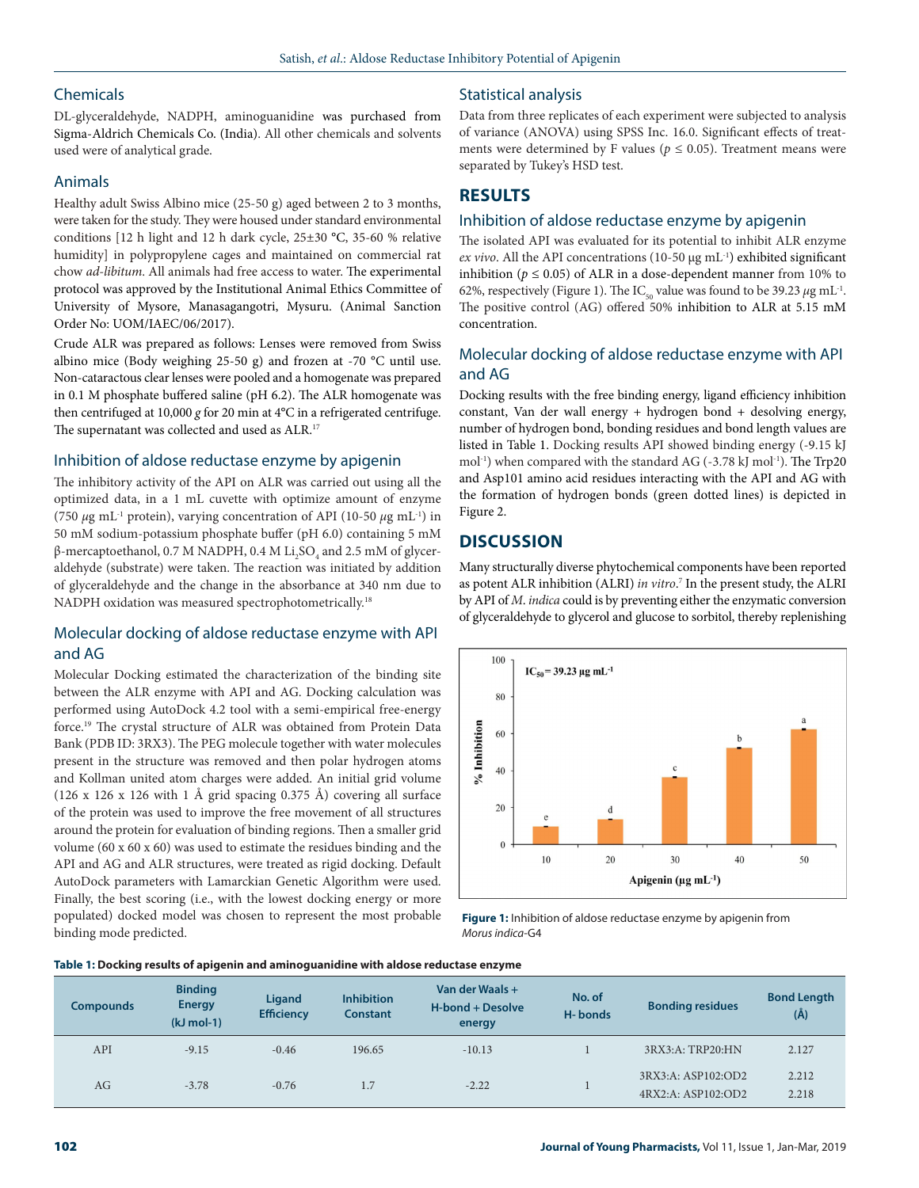## Chemicals

DL-glyceraldehyde, NADPH, aminoguanidine was purchased from Sigma-Aldrich Chemicals Co. (India). All other chemicals and solvents used were of analytical grade.

## Animals

Healthy adult Swiss Albino mice (25-50 g) aged between 2 to 3 months, were taken for the study. They were housed under standard environmental conditions [12 h light and 12 h dark cycle, 25±30 °C, 35-60 % relative humidity] in polypropylene cages and maintained on commercial rat chow *ad-libitum*. All animals had free access to water. The experimental protocol was approved by the Institutional Animal Ethics Committee of University of Mysore, Manasagangotri, Mysuru. (Animal Sanction Order No: UOM/IAEC/06/2017).

Crude ALR was prepared as follows: Lenses were removed from Swiss albino mice (Body weighing 25-50 g) and frozen at -70 °C until use. Non-cataractous clear lenses were pooled and a homogenate was prepared in 0.1 M phosphate buffered saline (pH 6.2). The ALR homogenate was then centrifuged at 10,000 *g* for 20 min at 4°C in a refrigerated centrifuge. The supernatant was collected and used as ALR.[17]

## Inhibition of aldose reductase enzyme by apigenin

The inhibitory activity of the API on ALR was carried out using all the optimized data, in a 1 mL cuvette with optimize amount of enzyme (750 μg mL$^{-1}$ protein), varying concentration of API (10-50 μg mL$^{-1}$) in 50 mM sodium-potassium phosphate buffer (pH 6.0) containing 5 mM β-mercaptoethanol, 0.7 M NADPH, 0.4 M $Li_2SO_4$ and 2.5 mM of glyceraldehyde (substrate) were taken. The reaction was initiated by addition of glyceraldehyde and the change in the absorbance at 340 nm due to NADPH oxidation was measured spectrophotometrically.[18]

## Molecular docking of aldose reductase enzyme with API and AG

Molecular Docking estimated the characterization of the binding site between the ALR enzyme with API and AG. Docking calculation was performed using AutoDock 4.2 tool with a semi-empirical free-energy force.[19] The crystal structure of ALR was obtained from Protein Data Bank (PDB ID: 3RX3). The PEG molecule together with water molecules present in the structure was removed and then polar hydrogen atoms and Kollman united atom charges were added. An initial grid volume (126 x 126 x 126 with 1 Å grid spacing 0.375 Å) covering all surface of the protein was used to improve the free movement of all structures around the protein for evaluation of binding regions. Then a smaller grid volume (60 x 60 x 60) was used to estimate the residues binding and the API and AG and ALR structures, were treated as rigid docking. Default AutoDock parameters with Lamarckian Genetic Algorithm were used. Finally, the best scoring (i.e., with the lowest docking energy or more populated) docked model was chosen to represent the most probable binding mode predicted.

## Statistical analysis

Data from three replicates of each experiment were subjected to analysis of variance (ANOVA) using SPSS Inc. 16.0. Significant effects of treatments were determined by F values ($p \leq 0.05$). Treatment means were separated by Tukey's HSD test.

# RESULTS

## Inhibition of aldose reductase enzyme by apigenin

The isolated API was evaluated for its potential to inhibit ALR enzyme *ex vivo*. All the API concentrations (10-50 μg mL$^{-1}$) exhibited significant inhibition ($p \leq 0.05$) of ALR in a dose-dependent manner from 10% to 62%, respectively (Figure 1). The $IC_{50}$ value was found to be 39.23 μg mL$^{-1}$. The positive control (AG) offered 50% inhibition to ALR at 5.15 mM concentration.

## Molecular docking of aldose reductase enzyme with API and AG

Docking results with the free binding energy, ligand efficiency inhibition constant, Van der wall energy + hydrogen bond + desolving energy, number of hydrogen bond, bonding residues and bond length values are listed in Table 1. Docking results API showed binding energy (-9.15 kJ mol$^{-1}$) when compared with the standard AG (-3.78 kJ mol$^{-1}$). The Trp20 and Asp101 amino acid residues interacting with the API and AG with the formation of hydrogen bonds (green dotted lines) is depicted in Figure 2.

# DISCUSSION

Many structurally diverse phytochemical components have been reported as potent ALR inhibition (ALRI) *in vitro*.[7] In the present study, the ALRI by API of *M. indica* could is by preventing either the enzymatic conversion of glyceraldehyde to glycerol and glucose to sorbitol, thereby replenishing

**Figure 1:** Inhibition of aldose reductase enzyme by apigenin from *Morus indica*-G4

**Table 1: Docking results of apigenin and aminoguanidine with aldose reductase enzyme**

| Compounds | Binding Energy (kJ mol-1) | Ligand Efficiency | Inhibition Constant | Van der Waals + H-bond + Desolve energy | No. of H- bonds | Bonding residues | Bond Length (Å) |
|---|---|---|---|---|---|---|---|
| API | -9.15 | -0.46 | 196.65 | -10.13 | 1 | 3RX3:A: TRP20:HN | 2.127 |
| AG | -3.78 | -0.76 | 1.7 | -2.22 | 1 | 3RX3:A: ASP102:OD2<br>4RX2:A: ASP102:OD2 | 2.212<br>2.218 |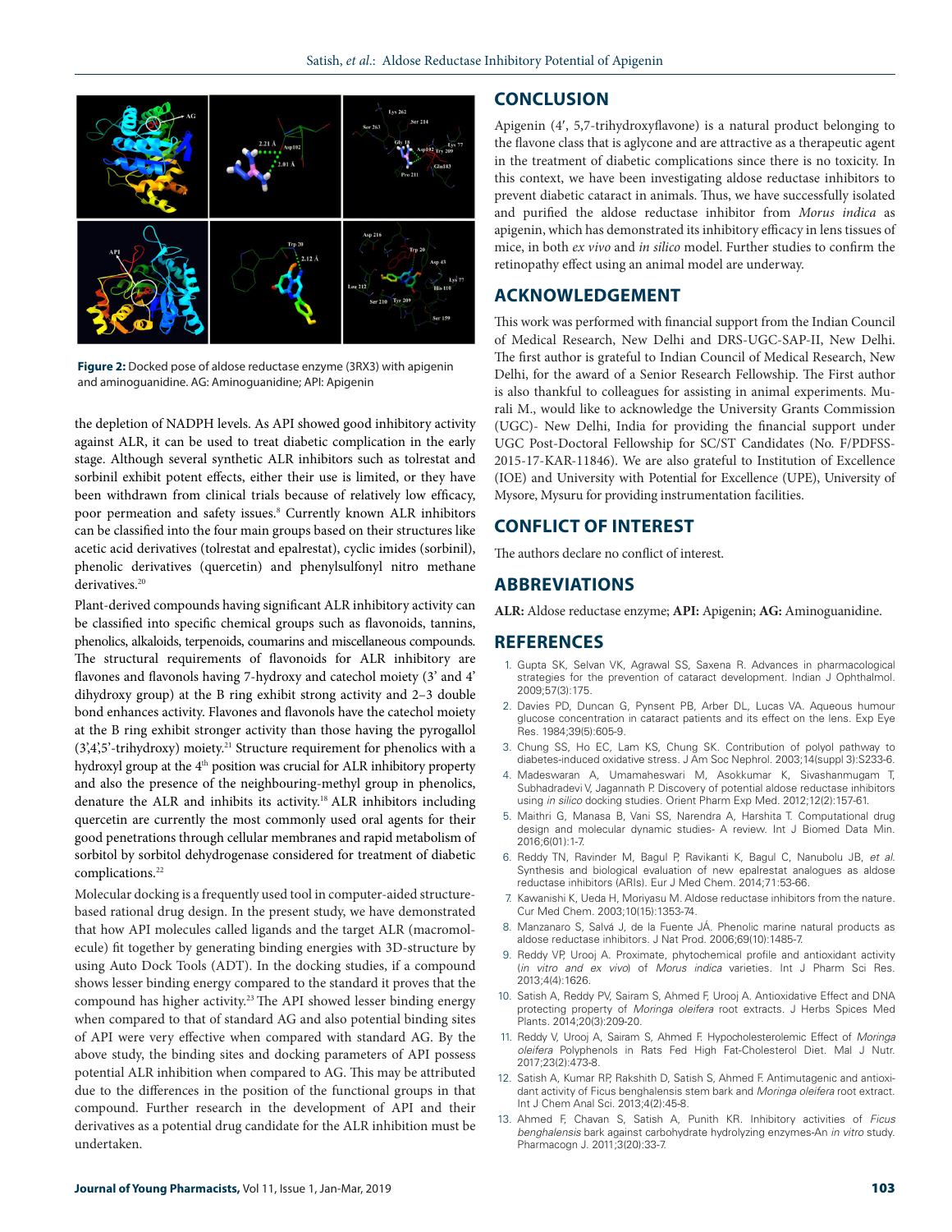Figure 2: Docked pose of aldose reductase enzyme (3RX3) with apigenin and aminoguanidine. AG: Aminoguanidine; API: Apigenin

the depletion of NADPH levels. As API showed good inhibitory activity against ALR, it can be used to treat diabetic complication in the early stage. Although several synthetic ALR inhibitors such as tolrestat and sorbinil exhibit potent effects, either their use is limited, or they have been withdrawn from clinical trials because of relatively low efficacy, poor permeation and safety issues.[8] Currently known ALR inhibitors can be classified into the four main groups based on their structures like acetic acid derivatives (tolrestat and epalrestat), cyclic imides (sorbinil), phenolic derivatives (quercetin) and phenylsulfonyl nitro methane derivatives.[20]

Plant-derived compounds having significant ALR inhibitory activity can be classified into specific chemical groups such as flavonoids, tannins, phenolics, alkaloids, terpenoids, coumarins and miscellaneous compounds. The structural requirements of flavonoids for ALR inhibitory are flavones and flavonols having 7-hydroxy and catechol moiety (3' and 4' dihydroxy group) at the B ring exhibit strong activity and 2–3 double bond enhances activity. Flavones and flavonols have the catechol moiety at the B ring exhibit stronger activity than those having the pyrogallol (3',4',5'-trihydroxy) moiety.[21] Structure requirement for phenolics with a hydroxyl group at the 4th position was crucial for ALR inhibitory property and also the presence of the neighbouring-methyl group in phenolics, denature the ALR and inhibits its activity.[18] ALR inhibitors including quercetin are currently the most commonly used oral agents for their good penetrations through cellular membranes and rapid metabolism of sorbitol by sorbitol dehydrogenase considered for treatment of diabetic complications.[22]

Molecular docking is a frequently used tool in computer-aided structure-based rational drug design. In the present study, we have demonstrated that how API molecules called ligands and the target ALR (macromolecule) fit together by generating binding energies with 3D-structure by using Auto Dock Tools (ADT). In the docking studies, if a compound shows lesser binding energy compared to the standard it proves that the compound has higher activity.[23] The API showed lesser binding energy when compared to that of standard AG and also potential binding sites of API were very effective when compared with standard AG. By the above study, the binding sites and docking parameters of API possess potential ALR inhibition when compared to AG. This may be attributed due to the differences in the position of the functional groups in that compound. Further research in the development of API and their derivatives as a potential drug candidate for the ALR inhibition must be undertaken.

## CONCLUSION

Apigenin (4', 5,7-trihydroxyflavone) is a natural product belonging to the flavone class that is aglycone and are attractive as a therapeutic agent in the treatment of diabetic complications since there is no toxicity. In this context, we have been investigating aldose reductase inhibitors to prevent diabetic cataract in animals. Thus, we have successfully isolated and purified the aldose reductase inhibitor from *Morus indica* as apigenin, which has demonstrated its inhibitory efficacy in lens tissues of mice, in both *ex vivo* and *in silico* model. Further studies to confirm the retinopathy effect using an animal model are underway.

## ACKNOWLEDGEMENT

This work was performed with financial support from the Indian Council of Medical Research, New Delhi and DRS-UGC-SAP-II, New Delhi. The first author is grateful to Indian Council of Medical Research, New Delhi, for the award of a Senior Research Fellowship. The First author is also thankful to colleagues for assisting in animal experiments. Murali M., would like to acknowledge the University Grants Commission (UGC)- New Delhi, India for providing the financial support under UGC Post-Doctoral Fellowship for SC/ST Candidates (No. F/PDFSS-2015-17-KAR-11846). We are also grateful to Institution of Excellence (IOE) and University with Potential for Excellence (UPE), University of Mysore, Mysuru for providing instrumentation facilities.

## CONFLICT OF INTEREST

The authors declare no conflict of interest.

## ABBREVIATIONS

**ALR:** Aldose reductase enzyme; **API:** Apigenin; **AG:** Aminoguanidine.

## REFERENCES

1. Gupta SK, Selvan VK, Agrawal SS, Saxena R. Advances in pharmacological strategies for the prevention of cataract development. Indian J Ophthalmol. 2009;57(3):175.
2. Davies PD, Duncan G, Pynsent PB, Arber DL, Lucas VA. Aqueous humour glucose concentration in cataract patients and its effect on the lens. Exp Eye Res. 1984;39(5):605-9.
3. Chung SS, Ho EC, Lam KS, Chung SK. Contribution of polyol pathway to diabetes-induced oxidative stress. J Am Soc Nephrol. 2003;14(suppl 3):S233-6.
4. Madeswaran A, Umamaheswari M, Asokkumar K, Sivashanmugam T, Subhadradevi V, Jagannath P. Discovery of potential aldose reductase inhibitors using *in silico* docking studies. Orient Pharm Exp Med. 2012;12(2):157-61.
5. Maithri G, Manasa B, Vani SS, Narendra A, Harshita T. Computational drug design and molecular dynamic studies- A review. Int J Biomed Data Min. 2016;6(01):1-7.
6. Reddy TN, Ravinder M, Bagul P, Ravikanti K, Bagul C, Nanubolu JB, *et al.* Synthesis and biological evaluation of new epalrestat analogues as aldose reductase inhibitors (ARIs). Eur J Med Chem. 2014;71:53-66.
7. Kawanishi K, Ueda H, Moriyasu M. Aldose reductase inhibitors from the nature. Cur Med Chem. 2003;10(15):1353-74.
8. Manzanaro S, Salvá J, de la Fuente JÁ. Phenolic marine natural products as aldose reductase inhibitors. J Nat Prod. 2006;69(10):1485-7.
9. Reddy VP, Urooj A. Proximate, phytochemical profile and antioxidant activity (*in vitro and ex vivo*) of *Morus indica* varieties. Int J Pharm Sci Res. 2013;4(4):1626.
10. Satish A, Reddy PV, Sairam S, Ahmed F, Urooj A. Antioxidative Effect and DNA protecting property of *Moringa oleifera* root extracts. J Herbs Spices Med Plants. 2014;20(3):209-20.
11. Reddy V, Urooj A, Sairam S, Ahmed F. Hypocholesterolemic Effect of *Moringa oleifera* Polyphenols in Rats Fed High Fat-Cholesterol Diet. Mal J Nutr. 2017;23(2):473-8.
12. Satish A, Kumar RP, Rakshith D, Satish S, Ahmed F. Antimutagenic and antioxidant activity of Ficus benghalensis stem bark and *Moringa oleifera* root extract. Int J Chem Anal Sci. 2013;4(2):45-8.
13. Ahmed F, Chavan S, Satish A, Punith KR. Inhibitory activities of *Ficus benghalensis* bark against carbohydrate hydrolyzing enzymes-An *in vitro* study. Pharmacogn J. 2011;3(20):33-7.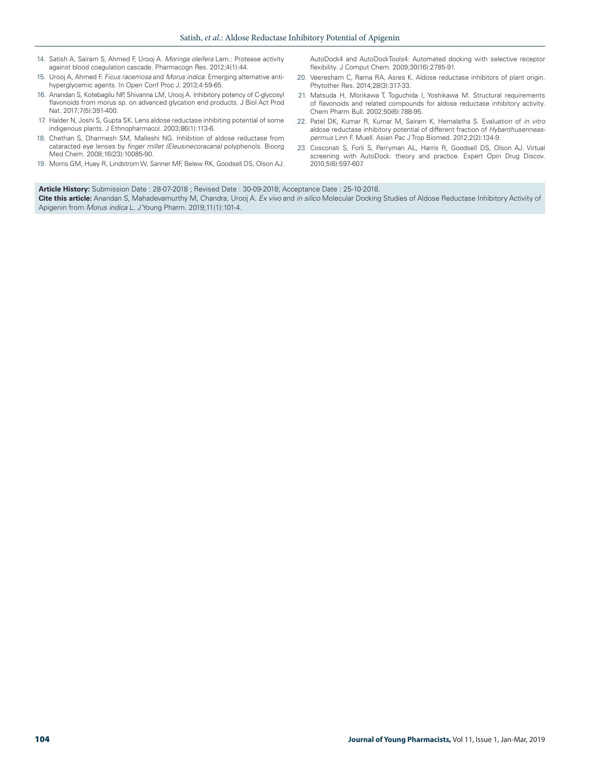14. Satish A, Sairam S, Ahmed F, Urooj A. *Moringa oleifera* Lam.: Protease activity against blood coagulation cascade. Pharmacogn Res. 2012;4(1):44.
15. Urooj A, Ahmed F. *Ficus racemosa* and *Morus indica*: Emerging alternative anti-hyperglycemic agents. In Open Conf Proc J. 2013;4:59-65.
16. Anandan S, Kotebagilu NP, Shivanna LM, Urooj A. Inhibitory potency of C-glycosyl flavonoids from morus sp. on advanced glycation end products. J Biol Act Prod Nat. 2017;7(5):391-400.
17. Halder N, Joshi S, Gupta SK. Lens aldose reductase inhibiting potential of some indigenous plants. J Ethnopharmacol. 2003;86(1):113-6.
18. Chethan S, Dharmesh SM, Malleshi NG. Inhibition of aldose reductase from cataracted eye lenses by *finger millet (Eleusinecoracana)* polyphenols. Bioorg Med Chem. 2008;16(23):10085-90.
19. Morris GM, Huey R, Lindstrom W, Sanner MF, Belew RK, Goodsell DS, Olson AJ. AutoDock4 and AutoDockTools4: Automated docking with selective receptor flexibility. J Comput Chem. 2009;30(16):2785-91.
20. Veeresham C, Rama RA, Asres K. Aldose reductase inhibitors of plant origin. Phytother Res. 2014;28(3):317-33.
21. Matsuda H, Morikawa T, Toguchida I, Yoshikawa M. Structural requirements of flavonoids and related compounds for aldose reductase inhibitory activity. Chem Pharm Bull. 2002;50(6):788-95.
22. Patel DK, Kumar R, Kumar M, Sairam K, Hemalatha S. Evaluation of *in vitro* aldose reductase inhibitory potential of different fraction of *Hybanthusenneaspermus* Linn F. Muell. Asian Pac J Trop Biomed. 2012;2(2):134-9.
23. Cosconati S, Forli S, Perryman AL, Harris R, Goodsell DS, Olson AJ. Virtual screening with AutoDock: theory and practice. Expert Opin Drug Discov. 2010;5(6):597-607.

**Article History:** Submission Date : 28-07-2018 ; Revised Date : 30-09-2018; Acceptance Date : 25-10-2018.
**Cite this article:** Anandan S, Mahadevamurthy M, Chandra, Urooj A. *Ex vivo* and *in silico* Molecular Docking Studies of Aldose Reductase Inhibitory Activity of Apigenin from *Morus indica* L. J Young Pharm. 2019;11(1):101-4.